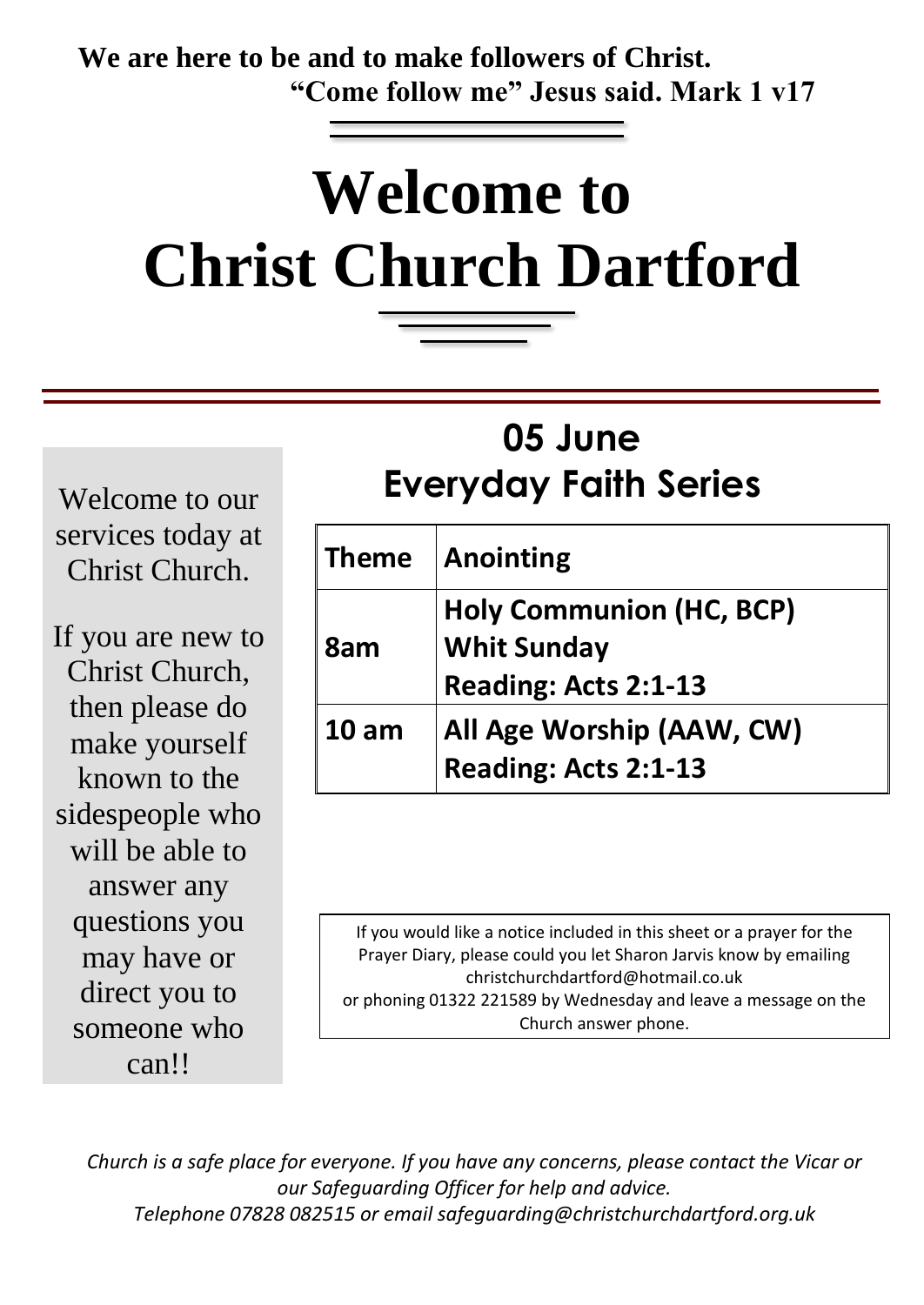**We are here to be and to make followers of Christ.**
**"Come follow me" Jesus said. Mark 1 v17**

# Welcome to Christ Church Dartford

Welcome to our services today at Christ Church.

If you are new to Christ Church, then please do make yourself known to the sidespeople who will be able to answer any questions you may have or direct you to someone who can!!

## 05 June
## Everyday Faith Series

| **Theme** | **Anointing** |
|---|---|
| **8am** | **Holy Communion (HC, BCP)**<br>**Whit Sunday**<br>**Reading: Acts 2:1-13** |
| **10 am** | **All Age Worship (AAW, CW)**<br>**Reading: Acts 2:1-13** |

If you would like a notice included in this sheet or a prayer for the Prayer Diary, please could you let Sharon Jarvis know by emailing christchurchdartford@hotmail.co.uk or phoning 01322 221589 by Wednesday and leave a message on the Church answer phone.

*Church is a safe place for everyone. If you have any concerns, please contact the Vicar or our Safeguarding Officer for help and advice.*
*Telephone 07828 082515 or email safeguarding@christchurchdartford.org.uk*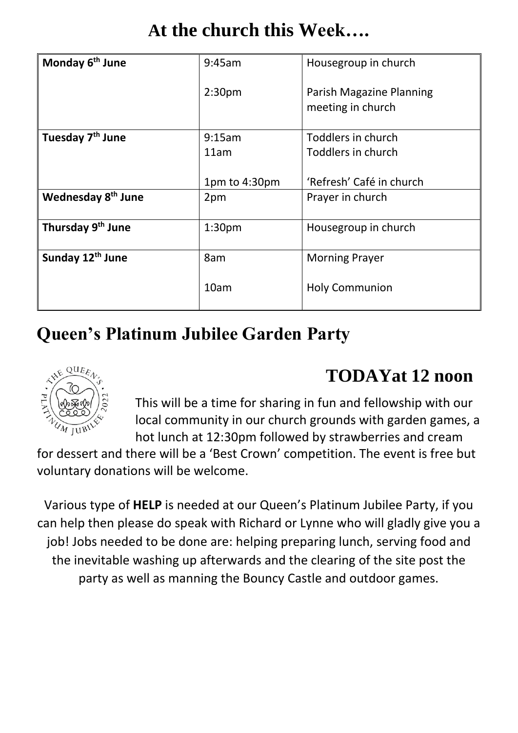# At the church this Week….

| | | |
|---|---|---|
| **Monday 6th June** | 9:45am<br><br>2:30pm | Housegroup in church<br><br>Parish Magazine Planning meeting in church |
| **Tuesday 7th June** | 9:15am<br>11am<br><br>1pm to 4:30pm | Toddlers in church<br>Toddlers in church<br><br>'Refresh' Café in church |
| **Wednesday 8th June** | 2pm | Prayer in church |
| **Thursday 9th June** | 1:30pm | Housegroup in church |
| **Sunday 12th June** | 8am<br><br>10am | Morning Prayer<br><br>Holy Communion |

# Queen's Platinum Jubilee Garden Party

## TODAYat 12 noon

This will be a time for sharing in fun and fellowship with our local community in our church grounds with garden games, a hot lunch at 12:30pm followed by strawberries and cream for dessert and there will be a 'Best Crown' competition. The event is free but voluntary donations will be welcome.

Various type of **HELP** is needed at our Queen's Platinum Jubilee Party, if you can help then please do speak with Richard or Lynne who will gladly give you a job! Jobs needed to be done are: helping preparing lunch, serving food and the inevitable washing up afterwards and the clearing of the site post the party as well as manning the Bouncy Castle and outdoor games.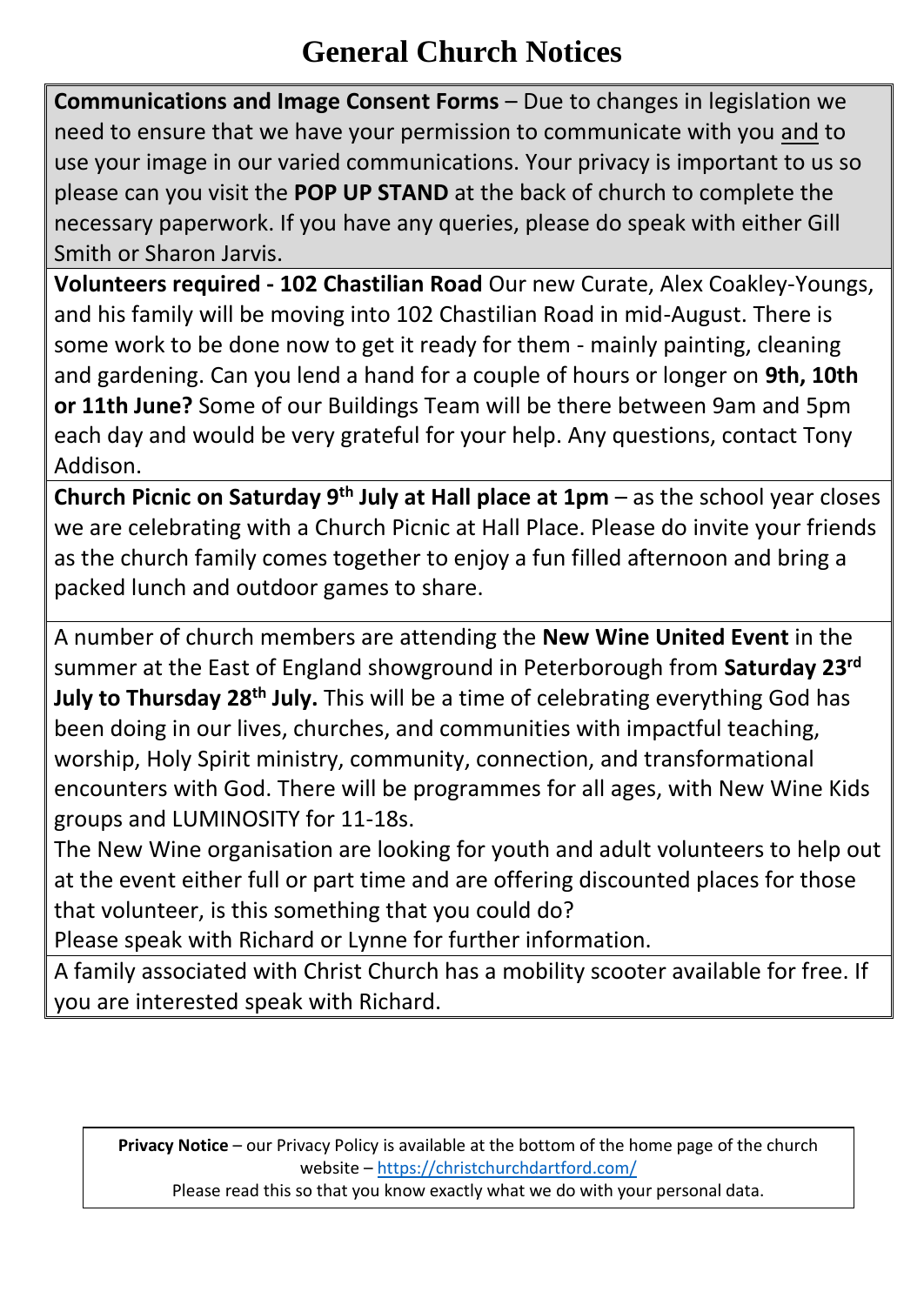# General Church Notices

**Communications and Image Consent Forms** – Due to changes in legislation we need to ensure that we have your permission to communicate with you and to use your image in our varied communications. Your privacy is important to us so please can you visit the **POP UP STAND** at the back of church to complete the necessary paperwork. If you have any queries, please do speak with either Gill Smith or Sharon Jarvis.

**Volunteers required - 102 Chastilian Road** Our new Curate, Alex Coakley-Youngs, and his family will be moving into 102 Chastilian Road in mid-August. There is some work to be done now to get it ready for them - mainly painting, cleaning and gardening. Can you lend a hand for a couple of hours or longer on **9th, 10th or 11th June?** Some of our Buildings Team will be there between 9am and 5pm each day and would be very grateful for your help. Any questions, contact Tony Addison.

**Church Picnic on Saturday 9th July at Hall place at 1pm** – as the school year closes we are celebrating with a Church Picnic at Hall Place. Please do invite your friends as the church family comes together to enjoy a fun filled afternoon and bring a packed lunch and outdoor games to share.

A number of church members are attending the **New Wine United Event** in the summer at the East of England showground in Peterborough from **Saturday 23rd July to Thursday 28th July.** This will be a time of celebrating everything God has been doing in our lives, churches, and communities with impactful teaching, worship, Holy Spirit ministry, community, connection, and transformational encounters with God. There will be programmes for all ages, with New Wine Kids groups and LUMINOSITY for 11-18s.

The New Wine organisation are looking for youth and adult volunteers to help out at the event either full or part time and are offering discounted places for those that volunteer, is this something that you could do?

Please speak with Richard or Lynne for further information.

A family associated with Christ Church has a mobility scooter available for free. If you are interested speak with Richard.

**Privacy Notice** – our Privacy Policy is available at the bottom of the home page of the church website – https://christchurchdartford.com/
Please read this so that you know exactly what we do with your personal data.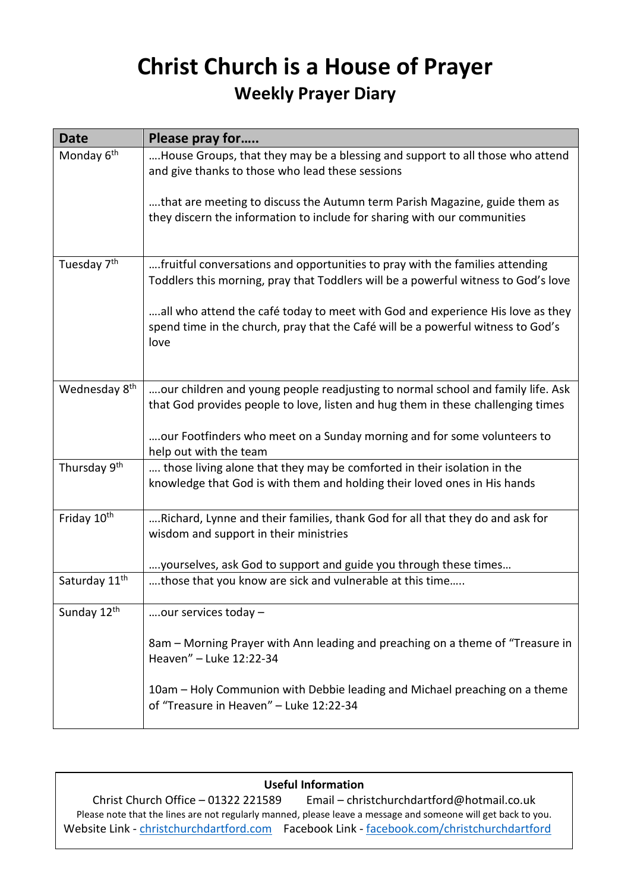# Christ Church is a House of Prayer

## Weekly Prayer Diary

| Date | Please pray for….. |
|---|---|
| Monday 6th | ….House Groups, that they may be a blessing and support to all those who attend and give thanks to those who lead these sessions<br><br>….that are meeting to discuss the Autumn term Parish Magazine, guide them as they discern the information to include for sharing with our communities |
| Tuesday 7th | ….fruitful conversations and opportunities to pray with the families attending Toddlers this morning, pray that Toddlers will be a powerful witness to God's love<br><br>….all who attend the café today to meet with God and experience His love as they spend time in the church, pray that the Café will be a powerful witness to God's love |
| Wednesday 8th | ….our children and young people readjusting to normal school and family life. Ask that God provides people to love, listen and hug them in these challenging times<br><br>….our Footfinders who meet on a Sunday morning and for some volunteers to help out with the team |
| Thursday 9th | …. those living alone that they may be comforted in their isolation in the knowledge that God is with them and holding their loved ones in His hands |
| Friday 10th | ….Richard, Lynne and their families, thank God for all that they do and ask for wisdom and support in their ministries<br><br>….yourselves, ask God to support and guide you through these times… |
| Saturday 11th | ….those that you know are sick and vulnerable at this time….. |
| Sunday 12th | ….our services today –<br><br>8am – Morning Prayer with Ann leading and preaching on a theme of "Treasure in Heaven" – Luke 12:22-34<br><br>10am – Holy Communion with Debbie leading and Michael preaching on a theme of "Treasure in Heaven" – Luke 12:22-34 |

**Useful Information**

Christ Church Office – 01322 221589 Email – christchurchdartford@hotmail.co.uk

Please note that the lines are not regularly manned, please leave a message and someone will get back to you.

Website Link - [christchurchdartford.com](christchurchdartford.com) Facebook Link - [facebook.com/christchurchdartford](facebook.com/christchurchdartford)